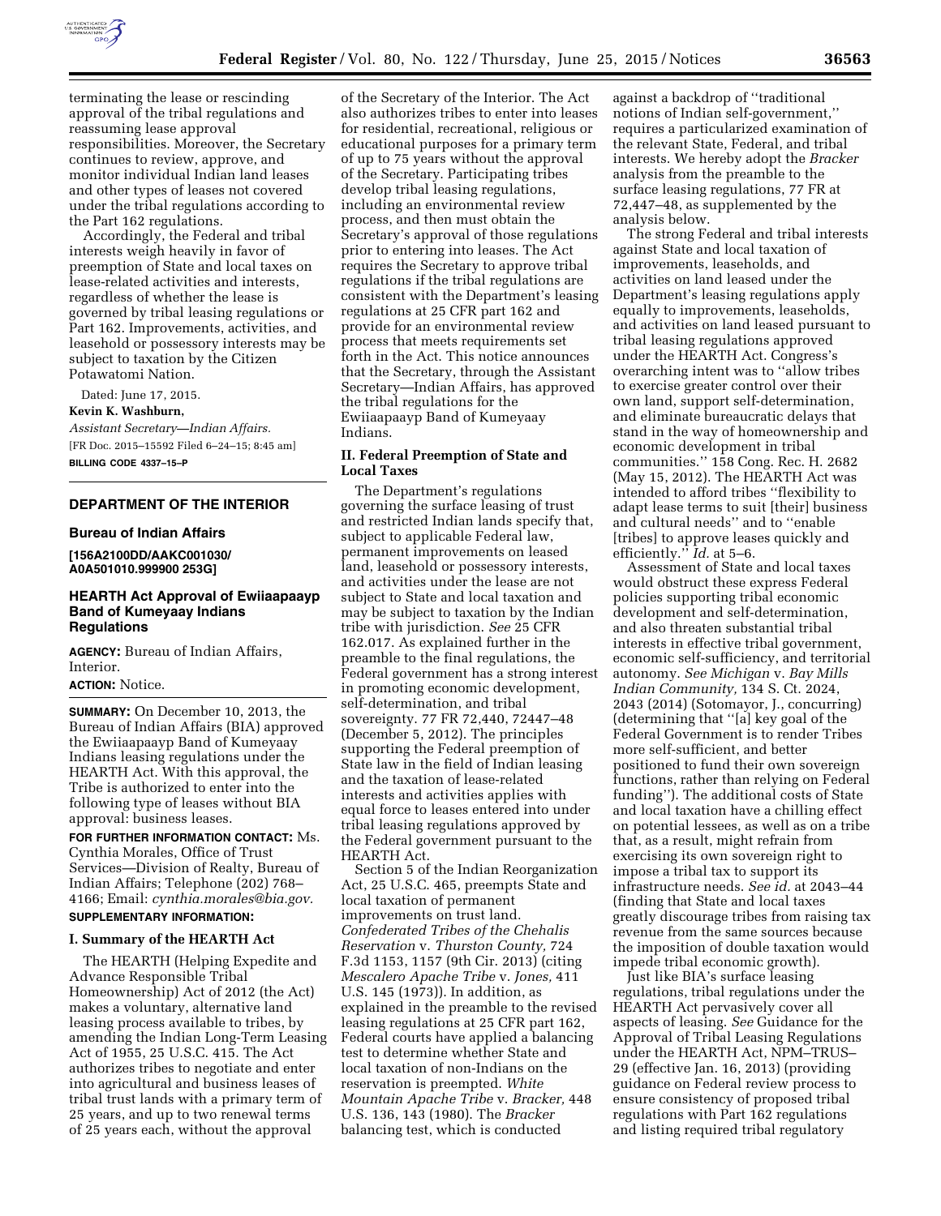terminating the lease or rescinding approval of the tribal regulations and reassuming lease approval responsibilities. Moreover, the Secretary continues to review, approve, and monitor individual Indian land leases and other types of leases not covered under the tribal regulations according to the Part 162 regulations.

Accordingly, the Federal and tribal interests weigh heavily in favor of preemption of State and local taxes on lease-related activities and interests, regardless of whether the lease is governed by tribal leasing regulations or Part 162. Improvements, activities, and leasehold or possessory interests may be subject to taxation by the Citizen Potawatomi Nation.

Dated: June 17, 2015.

**Kevin K. Washburn,**

*Assistant Secretary—Indian Affairs.*

[FR Doc. 2015–15592 Filed 6–24–15; 8:45 am]

**BILLING CODE 4337–15–P**

---

## DEPARTMENT OF THE INTERIOR

### Bureau of Indian Affairs

**[156A2100DD/AAKC001030/A0A501010.999900 253G]**

### HEARTH Act Approval of Ewiiaapaayp Band of Kumeyaay Indians Regulations

**AGENCY:** Bureau of Indian Affairs, Interior.

**ACTION:** Notice.

**SUMMARY:** On December 10, 2013, the Bureau of Indian Affairs (BIA) approved the Ewiiaapaayp Band of Kumeyaay Indians leasing regulations under the HEARTH Act. With this approval, the Tribe is authorized to enter into the following type of leases without BIA approval: business leases.

**FOR FURTHER INFORMATION CONTACT:** Ms. Cynthia Morales, Office of Trust Services—Division of Realty, Bureau of Indian Affairs; Telephone (202) 768–4166; Email: *cynthia.morales@bia.gov.*

**SUPPLEMENTARY INFORMATION:**

#### I. Summary of the HEARTH Act

The HEARTH (Helping Expedite and Advance Responsible Tribal Homeownership) Act of 2012 (the Act) makes a voluntary, alternative land leasing process available to tribes, by amending the Indian Long-Term Leasing Act of 1955, 25 U.S.C. 415. The Act authorizes tribes to negotiate and enter into agricultural and business leases of tribal trust lands with a primary term of 25 years, and up to two renewal terms of 25 years each, without the approval of the Secretary of the Interior. The Act also authorizes tribes to enter into leases for residential, recreational, religious or educational purposes for a primary term of up to 75 years without the approval of the Secretary. Participating tribes develop tribal leasing regulations, including an environmental review process, and then must obtain the Secretary's approval of those regulations prior to entering into leases. The Act requires the Secretary to approve tribal regulations if the tribal regulations are consistent with the Department's leasing regulations at 25 CFR part 162 and provide for an environmental review process that meets requirements set forth in the Act. This notice announces that the Secretary, through the Assistant Secretary—Indian Affairs, has approved the tribal regulations for the Ewiiaapaayp Band of Kumeyaay Indians.

#### II. Federal Preemption of State and Local Taxes

The Department's regulations governing the surface leasing of trust and restricted Indian lands specify that, subject to applicable Federal law, permanent improvements on leased land, leasehold or possessory interests, and activities under the lease are not subject to State and local taxation and may be subject to taxation by the Indian tribe with jurisdiction. *See* 25 CFR 162.017. As explained further in the preamble to the final regulations, the Federal government has a strong interest in promoting economic development, self-determination, and tribal sovereignty. 77 FR 72,440, 72447–48 (December 5, 2012). The principles supporting the Federal preemption of State law in the field of Indian leasing and the taxation of lease-related interests and activities applies with equal force to leases entered into under tribal leasing regulations approved by the Federal government pursuant to the HEARTH Act.

Section 5 of the Indian Reorganization Act, 25 U.S.C. 465, preempts State and local taxation of permanent improvements on trust land. *Confederated Tribes of the Chehalis Reservation* v. *Thurston County,* 724 F.3d 1153, 1157 (9th Cir. 2013) (citing *Mescalero Apache Tribe* v. *Jones,* 411 U.S. 145 (1973)). In addition, as explained in the preamble to the revised leasing regulations at 25 CFR part 162, Federal courts have applied a balancing test to determine whether State and local taxation of non-Indians on the reservation is preempted. *White Mountain Apache Tribe* v. *Bracker,* 448 U.S. 136, 143 (1980). The *Bracker* balancing test, which is conducted against a backdrop of ''traditional notions of Indian self-government,'' requires a particularized examination of the relevant State, Federal, and tribal interests. We hereby adopt the *Bracker* analysis from the preamble to the surface leasing regulations, 77 FR at 72,447–48, as supplemented by the analysis below.

The strong Federal and tribal interests against State and local taxation of improvements, leaseholds, and activities on land leased under the Department's leasing regulations apply equally to improvements, leaseholds, and activities on land leased pursuant to tribal leasing regulations approved under the HEARTH Act. Congress's overarching intent was to ''allow tribes to exercise greater control over their own land, support self-determination, and eliminate bureaucratic delays that stand in the way of homeownership and economic development in tribal communities.'' 158 Cong. Rec. H. 2682 (May 15, 2012). The HEARTH Act was intended to afford tribes ''flexibility to adapt lease terms to suit [their] business and cultural needs'' and to ''enable [tribes] to approve leases quickly and efficiently.'' *Id.* at 5–6.

Assessment of State and local taxes would obstruct these express Federal policies supporting tribal economic development and self-determination, and also threaten substantial tribal interests in effective tribal government, economic self-sufficiency, and territorial autonomy. *See Michigan* v. *Bay Mills Indian Community,* 134 S. Ct. 2024, 2043 (2014) (Sotomayor, J., concurring) (determining that ''[a] key goal of the Federal Government is to render Tribes more self-sufficient, and better positioned to fund their own sovereign functions, rather than relying on Federal funding''). The additional costs of State and local taxation have a chilling effect on potential lessees, as well as on a tribe that, as a result, might refrain from exercising its own sovereign right to impose a tribal tax to support its infrastructure needs. *See id.* at 2043–44 (finding that State and local taxes greatly discourage tribes from raising tax revenue from the same sources because the imposition of double taxation would impede tribal economic growth).

Just like BIA's surface leasing regulations, tribal regulations under the HEARTH Act pervasively cover all aspects of leasing. *See* Guidance for the Approval of Tribal Leasing Regulations under the HEARTH Act, NPM–TRUS–29 (effective Jan. 16, 2013) (providing guidance on Federal review process to ensure consistency of proposed tribal regulations with Part 162 regulations and listing required tribal regulatory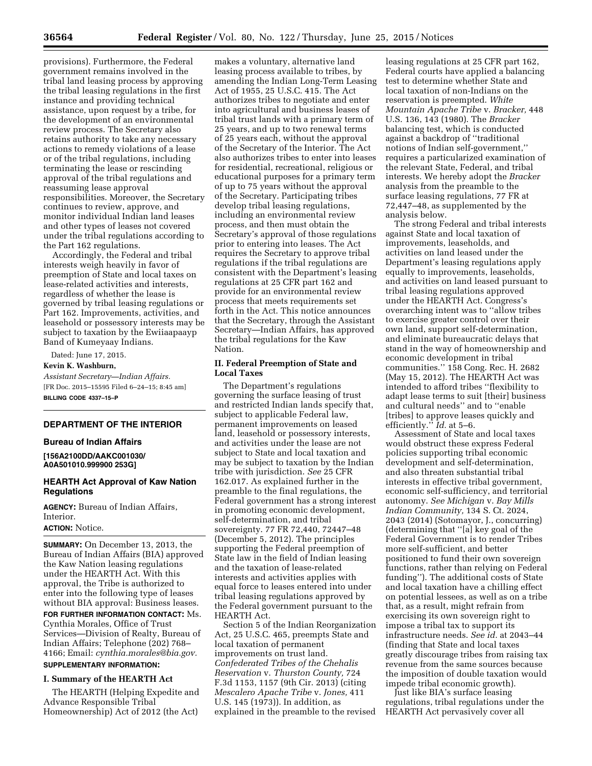provisions). Furthermore, the Federal government remains involved in the tribal land leasing process by approving the tribal leasing regulations in the first instance and providing technical assistance, upon request by a tribe, for the development of an environmental review process. The Secretary also retains authority to take any necessary actions to remedy violations of a lease or of the tribal regulations, including terminating the lease or rescinding approval of the tribal regulations and reassuming lease approval responsibilities. Moreover, the Secretary continues to review, approve, and monitor individual Indian land leases and other types of leases not covered under the tribal regulations according to the Part 162 regulations.

Accordingly, the Federal and tribal interests weigh heavily in favor of preemption of State and local taxes on lease-related activities and interests, regardless of whether the lease is governed by tribal leasing regulations or Part 162. Improvements, activities, and leasehold or possessory interests may be subject to taxation by the Ewiiaapaayp Band of Kumeyaay Indians.

Dated: June 17, 2015.

**Kevin K. Washburn,**

*Assistant Secretary—Indian Affairs.*

[FR Doc. 2015–15595 Filed 6–24–15; 8:45 am]

**BILLING CODE 4337–15–P**

## DEPARTMENT OF THE INTERIOR

### Bureau of Indian Affairs

**[156A2100DD/AAKC001030/A0A501010.999900 253G]**

### HEARTH Act Approval of Kaw Nation Regulations

**AGENCY:** Bureau of Indian Affairs, Interior.

**ACTION:** Notice.

**SUMMARY:** On December 13, 2013, the Bureau of Indian Affairs (BIA) approved the Kaw Nation leasing regulations under the HEARTH Act. With this approval, the Tribe is authorized to enter into the following type of leases without BIA approval: Business leases.

**FOR FURTHER INFORMATION CONTACT:** Ms. Cynthia Morales, Office of Trust Services—Division of Realty, Bureau of Indian Affairs; Telephone (202) 768–4166; Email: *cynthia.morales@bia.gov.*

**SUPPLEMENTARY INFORMATION:**

#### I. Summary of the HEARTH Act

The HEARTH (Helping Expedite and Advance Responsible Tribal Homeownership) Act of 2012 (the Act) makes a voluntary, alternative land leasing process available to tribes, by amending the Indian Long-Term Leasing Act of 1955, 25 U.S.C. 415. The Act authorizes tribes to negotiate and enter into agricultural and business leases of tribal trust lands with a primary term of 25 years, and up to two renewal terms of 25 years each, without the approval of the Secretary of the Interior. The Act also authorizes tribes to enter into leases for residential, recreational, religious or educational purposes for a primary term of up to 75 years without the approval of the Secretary. Participating tribes develop tribal leasing regulations, including an environmental review process, and then must obtain the Secretary's approval of those regulations prior to entering into leases. The Act requires the Secretary to approve tribal regulations if the tribal regulations are consistent with the Department's leasing regulations at 25 CFR part 162 and provide for an environmental review process that meets requirements set forth in the Act. This notice announces that the Secretary, through the Assistant Secretary—Indian Affairs, has approved the tribal regulations for the Kaw Nation.

#### II. Federal Preemption of State and Local Taxes

The Department's regulations governing the surface leasing of trust and restricted Indian lands specify that, subject to applicable Federal law, permanent improvements on leased land, leasehold or possessory interests, and activities under the lease are not subject to State and local taxation and may be subject to taxation by the Indian tribe with jurisdiction. *See* 25 CFR 162.017. As explained further in the preamble to the final regulations, the Federal government has a strong interest in promoting economic development, self-determination, and tribal sovereignty. 77 FR 72,440, 72447–48 (December 5, 2012). The principles supporting the Federal preemption of State law in the field of Indian leasing and the taxation of lease-related interests and activities applies with equal force to leases entered into under tribal leasing regulations approved by the Federal government pursuant to the HEARTH Act.

Section 5 of the Indian Reorganization Act, 25 U.S.C. 465, preempts State and local taxation of permanent improvements on trust land. *Confederated Tribes of the Chehalis Reservation* v. *Thurston County,* 724 F.3d 1153, 1157 (9th Cir. 2013) (citing *Mescalero Apache Tribe* v. *Jones,* 411 U.S. 145 (1973)). In addition, as explained in the preamble to the revised leasing regulations at 25 CFR part 162, Federal courts have applied a balancing test to determine whether State and local taxation of non-Indians on the reservation is preempted. *White Mountain Apache Tribe* v. *Bracker,* 448 U.S. 136, 143 (1980). The *Bracker* balancing test, which is conducted against a backdrop of "traditional notions of Indian self-government," requires a particularized examination of the relevant State, Federal, and tribal interests. We hereby adopt the *Bracker* analysis from the preamble to the surface leasing regulations, 77 FR at 72,447–48, as supplemented by the analysis below.

The strong Federal and tribal interests against State and local taxation of improvements, leaseholds, and activities on land leased under the Department's leasing regulations apply equally to improvements, leaseholds, and activities on land leased pursuant to tribal leasing regulations approved under the HEARTH Act. Congress's overarching intent was to "allow tribes to exercise greater control over their own land, support self-determination, and eliminate bureaucratic delays that stand in the way of homeownership and economic development in tribal communities." 158 Cong. Rec. H. 2682 (May 15, 2012). The HEARTH Act was intended to afford tribes "flexibility to adapt lease terms to suit [their] business and cultural needs" and to "enable [tribes] to approve leases quickly and efficiently." *Id.* at 5–6.

Assessment of State and local taxes would obstruct these express Federal policies supporting tribal economic development and self-determination, and also threaten substantial tribal interests in effective tribal government, economic self-sufficiency, and territorial autonomy. *See Michigan* v. *Bay Mills Indian Community,* 134 S. Ct. 2024, 2043 (2014) (Sotomayor, J., concurring) (determining that "[a] key goal of the Federal Government is to render Tribes more self-sufficient, and better positioned to fund their own sovereign functions, rather than relying on Federal funding"). The additional costs of State and local taxation have a chilling effect on potential lessees, as well as on a tribe that, as a result, might refrain from exercising its own sovereign right to impose a tribal tax to support its infrastructure needs. *See id.* at 2043–44 (finding that State and local taxes greatly discourage tribes from raising tax revenue from the same sources because the imposition of double taxation would impede tribal economic growth).

Just like BIA's surface leasing regulations, tribal regulations under the HEARTH Act pervasively cover all